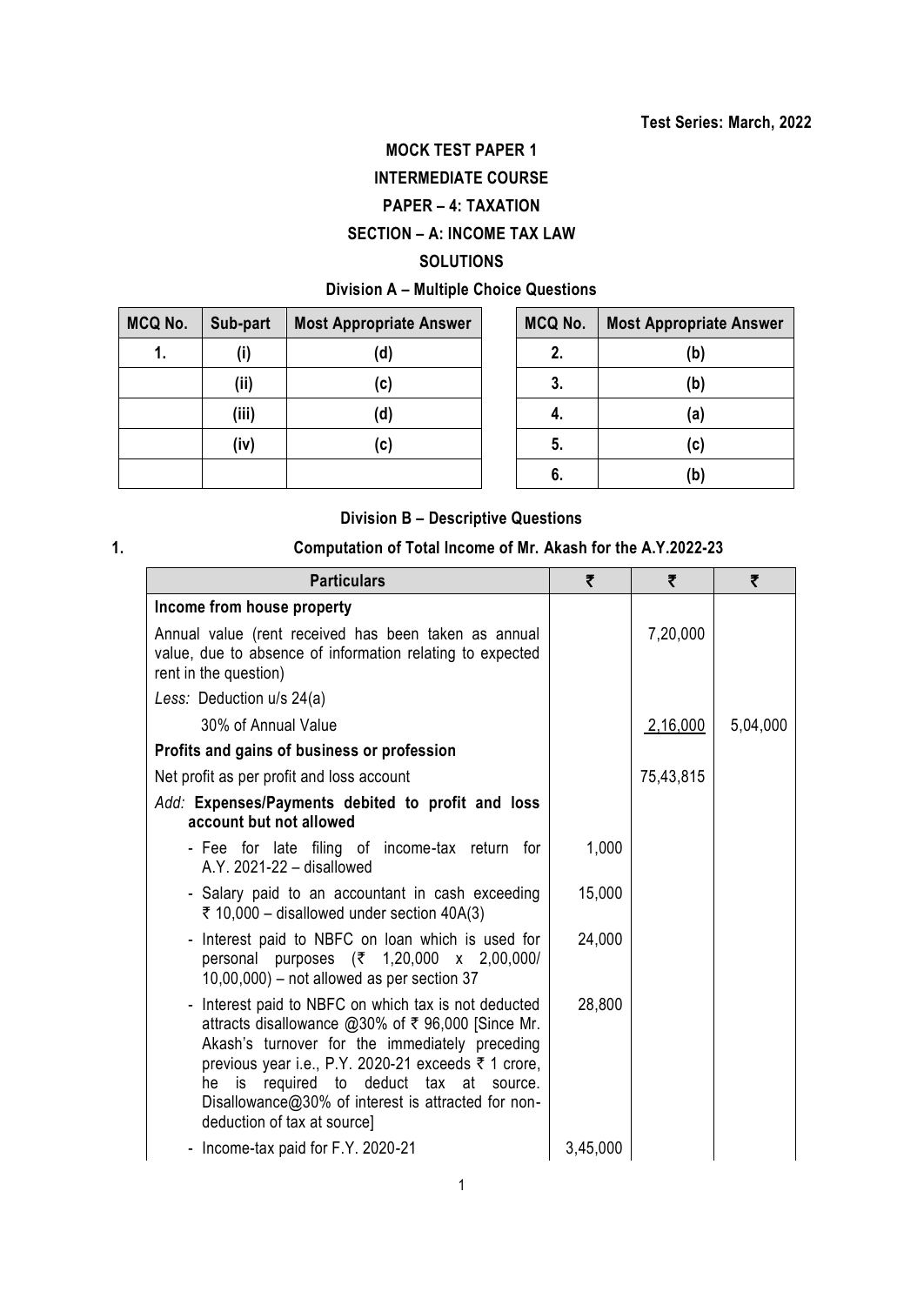**Test Series: March, 2022**

# MOCK TEST PAPER 1

## INTERMEDIATE COURSE

## PAPER – 4: TAXATION

## SECTION – A: INCOME TAX LAW

## SOLUTIONS

### Division A – Multiple Choice Questions

| MCQ No. | Sub-part | Most Appropriate Answer |
|---|---|---|
| 1. | (i) | (d) |
| | (ii) | (c) |
| | (iii) | (d) |
| | (iv) | (c) |
| | | |

| MCQ No. | Most Appropriate Answer |
|---|---|
| 2. | (b) |
| 3. | (b) |
| 4. | (a) |
| 5. | (c) |
| 6. | (b) |

### Division B – Descriptive Questions

**1. Computation of Total Income of Mr. Akash for the A.Y.2022-23**

| Particulars | ₹ | ₹ | ₹ |
|---|---|---|---|
| **Income from house property** | | | |
| Annual value (rent received has been taken as annual value, due to absence of information relating to expected rent in the question) | | 7,20,000 | |
| *Less:* Deduction u/s 24(a) | | | |
| 30% of Annual Value | | 2,16,000 | 5,04,000 |
| **Profits and gains of business or profession** | | | |
| Net profit as per profit and loss account | | 75,43,815 | |
| *Add:* **Expenses/Payments debited to profit and loss account but not allowed** | | | |
| - Fee for late filing of income-tax return for A.Y. 2021-22 – disallowed | 1,000 | | |
| - Salary paid to an accountant in cash exceeding ₹ 10,000 – disallowed under section 40A(3) | 15,000 | | |
| - Interest paid to NBFC on loan which is used for personal purposes (₹ 1,20,000 x 2,00,000/ 10,00,000) – not allowed as per section 37 | 24,000 | | |
| - Interest paid to NBFC on which tax is not deducted attracts disallowance @30% of ₹ 96,000 [Since Mr. Akash's turnover for the immediately preceding previous year i.e., P.Y. 2020-21 exceeds ₹ 1 crore, he is required to deduct tax at source. Disallowance@30% of interest is attracted for non-deduction of tax at source] | 28,800 | | |
| - Income-tax paid for F.Y. 2020-21 | 3,45,000 | | |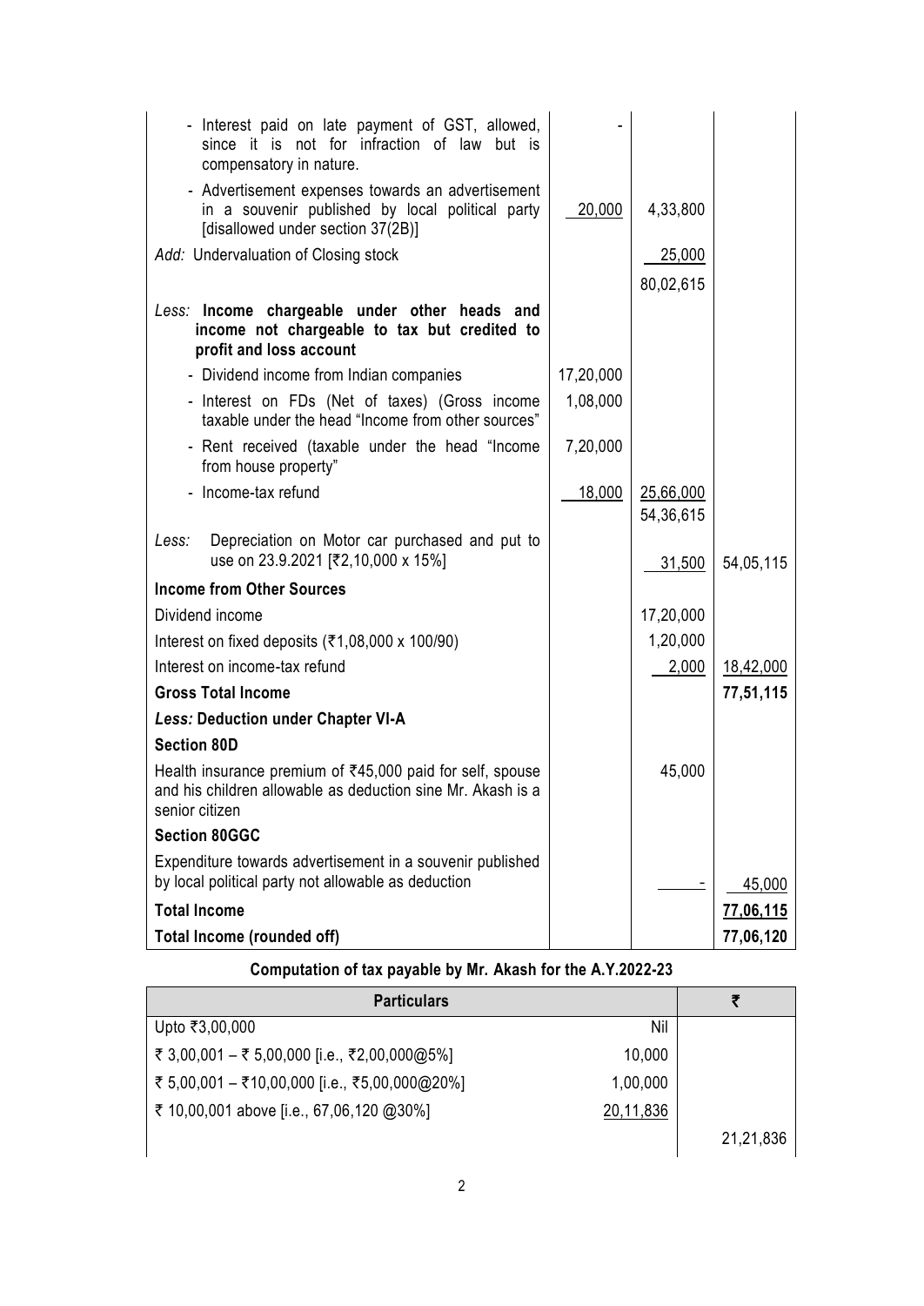| Particulars | ₹ | ₹ | ₹ |
|---|---|---|---|
| - Interest paid on late payment of GST, allowed, since it is not for infraction of law but is compensatory in nature. | - | | |
| - Advertisement expenses towards an advertisement in a souvenir published by local political party [disallowed under section 37(2B)] | 20,000 | 4,33,800 | |
| *Add:* Undervaluation of Closing stock | | 25,000 | |
| | | 80,02,615 | |
| *Less:* **Income chargeable under other heads and income not chargeable to tax but credited to profit and loss account** | | | |
| - Dividend income from Indian companies | 17,20,000 | | |
| - Interest on FDs (Net of taxes) (Gross income taxable under the head "Income from other sources" | 1,08,000 | | |
| - Rent received (taxable under the head "Income from house property" | 7,20,000 | | |
| - Income-tax refund | 18,000 | 25,66,000 | |
| | | 54,36,615 | |
| *Less:* Depreciation on Motor car purchased and put to use on 23.9.2021 [₹2,10,000 x 15%] | | 31,500 | 54,05,115 |
| **Income from Other Sources** | | | |
| Dividend income | | 17,20,000 | |
| Interest on fixed deposits (₹1,08,000 x 100/90) | | 1,20,000 | |
| Interest on income-tax refund | | 2,000 | 18,42,000 |
| **Gross Total Income** | | | **77,51,115** |
| ***Less:* Deduction under Chapter VI-A** | | | |
| **Section 80D** | | | |
| Health insurance premium of ₹45,000 paid for self, spouse and his children allowable as deduction sine Mr. Akash is a senior citizen | | 45,000 | |
| **Section 80GGC** | | | |
| Expenditure towards advertisement in a souvenir published by local political party not allowable as deduction | | - | 45,000 |
| **Total Income** | | | **77,06,115** |
| **Total Income (rounded off)** | | | **77,06,120** |

**Computation of tax payable by Mr. Akash for the A.Y.2022-23**

| Particulars | | ₹ |
|---|---|---|
| Upto ₹3,00,000 | Nil | |
| ₹ 3,00,001 – ₹ 5,00,000 [i.e., ₹2,00,000@5%] | 10,000 | |
| ₹ 5,00,001 – ₹10,00,000 [i.e., ₹5,00,000@20%] | 1,00,000 | |
| ₹ 10,00,001 above [i.e., 67,06,120 @30%] | 20,11,836 | |
| | | 21,21,836 |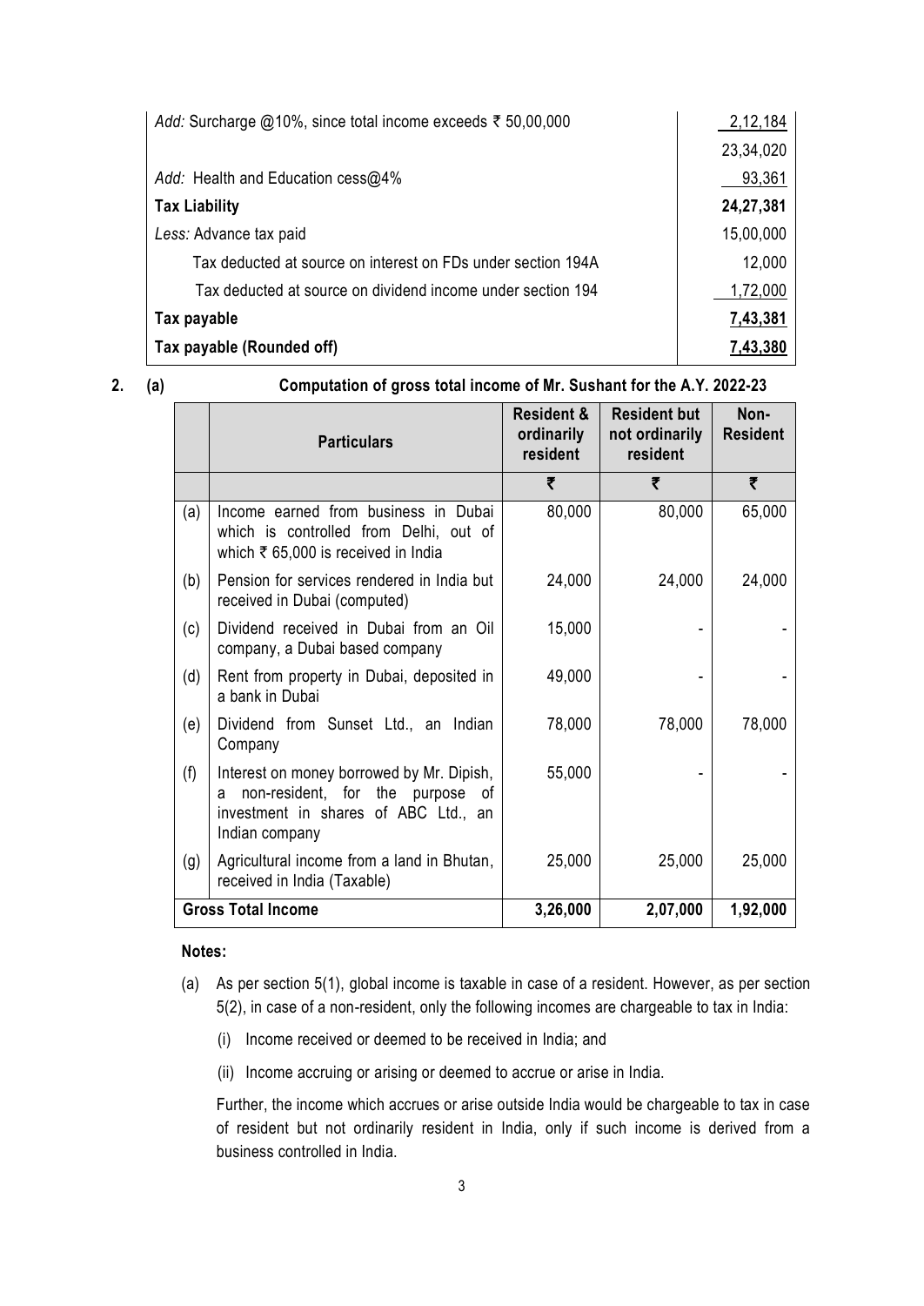| | |
|---|---|
| *Add:* Surcharge @10%, since total income exceeds ₹ 50,00,000 | 2,12,184 |
| | 23,34,020 |
| *Add:* Health and Education cess@4% | 93,361 |
| **Tax Liability** | **24,27,381** |
| *Less:* Advance tax paid | 15,00,000 |
| Tax deducted at source on interest on FDs under section 194A | 12,000 |
| Tax deducted at source on dividend income under section 194 | 1,72,000 |
| **Tax payable** | **7,43,381** |
| **Tax payable (Rounded off)** | **7,43,380** |

**2. (a) Computation of gross total income of Mr. Sushant for the A.Y. 2022-23**

| | Particulars | Resident & ordinarily resident | Resident but not ordinarily resident | Non-Resident |
|---|---|---|---|---|
| | | ₹ | ₹ | ₹ |
| (a) | Income earned from business in Dubai which is controlled from Delhi, out of which ₹ 65,000 is received in India | 80,000 | 80,000 | 65,000 |
| (b) | Pension for services rendered in India but received in Dubai (computed) | 24,000 | 24,000 | 24,000 |
| (c) | Dividend received in Dubai from an Oil company, a Dubai based company | 15,000 | - | - |
| (d) | Rent from property in Dubai, deposited in a bank in Dubai | 49,000 | - | - |
| (e) | Dividend from Sunset Ltd., an Indian Company | 78,000 | 78,000 | 78,000 |
| (f) | Interest on money borrowed by Mr. Dipish, a non-resident, for the purpose of investment in shares of ABC Ltd., an Indian company | 55,000 | - | - |
| (g) | Agricultural income from a land in Bhutan, received in India (Taxable) | 25,000 | 25,000 | 25,000 |
| | **Gross Total Income** | **3,26,000** | **2,07,000** | **1,92,000** |

**Notes:**

(a) As per section 5(1), global income is taxable in case of a resident. However, as per section 5(2), in case of a non-resident, only the following incomes are chargeable to tax in India:

(i) Income received or deemed to be received in India; and

(ii) Income accruing or arising or deemed to accrue or arise in India.

Further, the income which accrues or arise outside India would be chargeable to tax in case of resident but not ordinarily resident in India, only if such income is derived from a business controlled in India.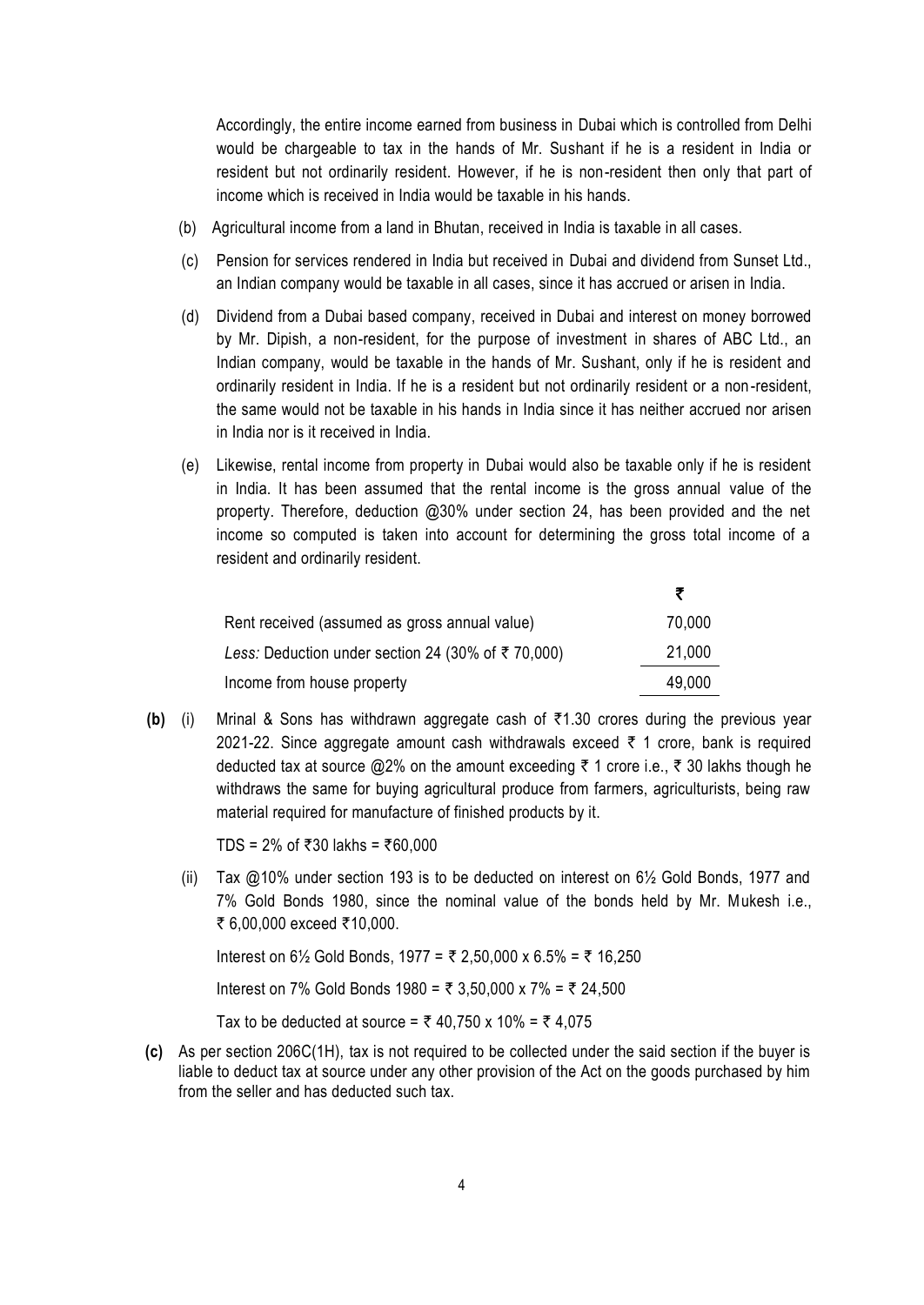Accordingly, the entire income earned from business in Dubai which is controlled from Delhi would be chargeable to tax in the hands of Mr. Sushant if he is a resident in India or resident but not ordinarily resident. However, if he is non-resident then only that part of income which is received in India would be taxable in his hands.

(b) Agricultural income from a land in Bhutan, received in India is taxable in all cases.

(c) Pension for services rendered in India but received in Dubai and dividend from Sunset Ltd., an Indian company would be taxable in all cases, since it has accrued or arisen in India.

(d) Dividend from a Dubai based company, received in Dubai and interest on money borrowed by Mr. Dipish, a non-resident, for the purpose of investment in shares of ABC Ltd., an Indian company, would be taxable in the hands of Mr. Sushant, only if he is resident and ordinarily resident in India. If he is a resident but not ordinarily resident or a non-resident, the same would not be taxable in his hands in India since it has neither accrued nor arisen in India nor is it received in India.

(e) Likewise, rental income from property in Dubai would also be taxable only if he is resident in India. It has been assumed that the rental income is the gross annual value of the property. Therefore, deduction @30% under section 24, has been provided and the net income so computed is taken into account for determining the gross total income of a resident and ordinarily resident.

| | ₹ |
|---|---|
| Rent received (assumed as gross annual value) | 70,000 |
| *Less:* Deduction under section 24 (30% of ₹ 70,000) | 21,000 |
| Income from house property | 49,000 |

**(b)** (i) Mrinal & Sons has withdrawn aggregate cash of ₹1.30 crores during the previous year 2021-22. Since aggregate amount cash withdrawals exceed ₹ 1 crore, bank is required deducted tax at source @2% on the amount exceeding ₹ 1 crore i.e., ₹ 30 lakhs though he withdraws the same for buying agricultural produce from farmers, agriculturists, being raw material required for manufacture of finished products by it.

TDS = 2% of ₹30 lakhs = ₹60,000

(ii) Tax @10% under section 193 is to be deducted on interest on 6½ Gold Bonds, 1977 and 7% Gold Bonds 1980, since the nominal value of the bonds held by Mr. Mukesh i.e., ₹ 6,00,000 exceed ₹10,000.

Interest on 6½ Gold Bonds, 1977 = ₹ 2,50,000 x 6.5% = ₹ 16,250

Interest on 7% Gold Bonds 1980 = ₹ 3,50,000 x 7% = ₹ 24,500

Tax to be deducted at source = ₹ 40,750 x 10% = ₹ 4,075

**(c)** As per section 206C(1H), tax is not required to be collected under the said section if the buyer is liable to deduct tax at source under any other provision of the Act on the goods purchased by him from the seller and has deducted such tax.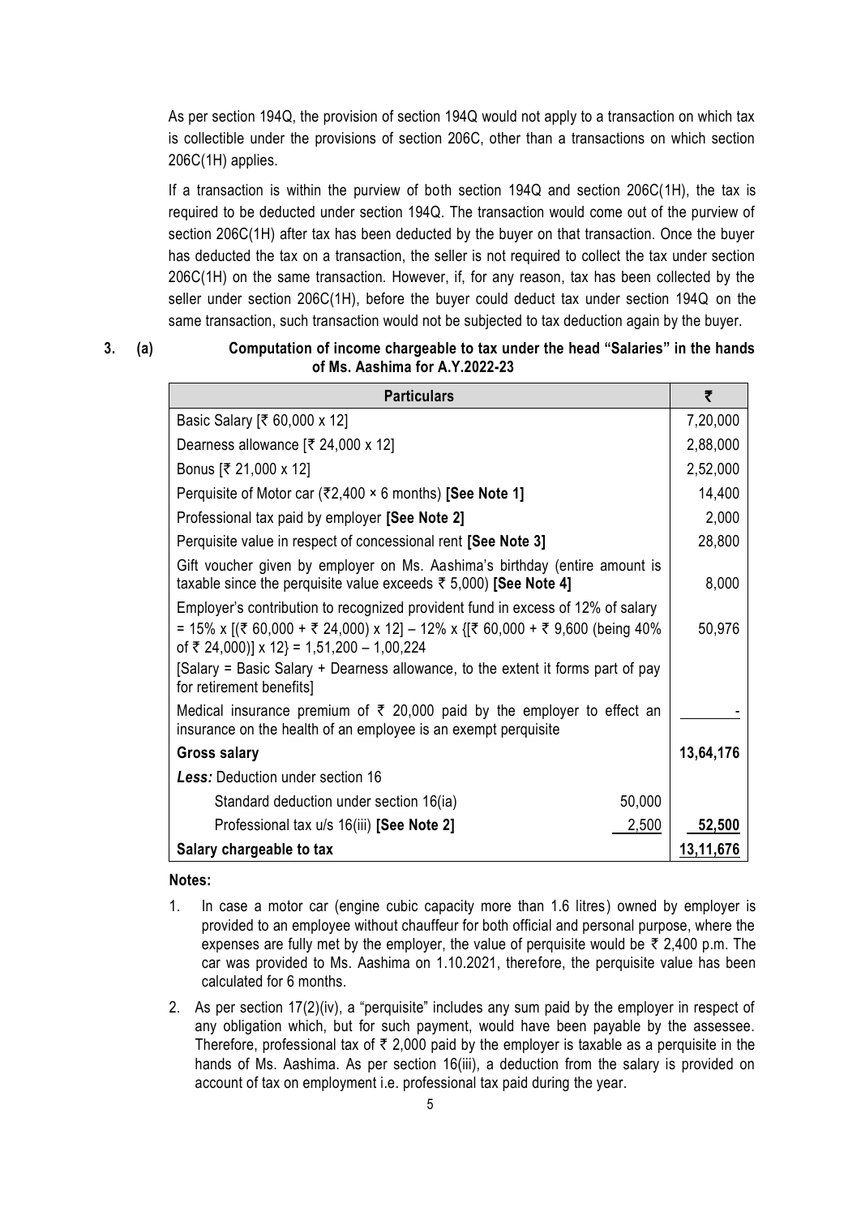As per section 194Q, the provision of section 194Q would not apply to a transaction on which tax is collectible under the provisions of section 206C, other than a transactions on which section 206C(1H) applies.

If a transaction is within the purview of both section 194Q and section 206C(1H), the tax is required to be deducted under section 194Q. The transaction would come out of the purview of section 206C(1H) after tax has been deducted by the buyer on that transaction. Once the buyer has deducted the tax on a transaction, the seller is not required to collect the tax under section 206C(1H) on the same transaction. However, if, for any reason, tax has been collected by the seller under section 206C(1H), before the buyer could deduct tax under section 194Q on the same transaction, such transaction would not be subjected to tax deduction again by the buyer.

**3. (a) Computation of income chargeable to tax under the head "Salaries" in the hands of Ms. Aashima for A.Y.2022-23**

| Particulars | | ₹ |
|---|---|---|
| Basic Salary [₹ 60,000 x 12] | | 7,20,000 |
| Dearness allowance [₹ 24,000 x 12] | | 2,88,000 |
| Bonus [₹ 21,000 x 12] | | 2,52,000 |
| Perquisite of Motor car (₹2,400 × 6 months) **[See Note 1]** | | 14,400 |
| Professional tax paid by employer **[See Note 2]** | | 2,000 |
| Perquisite value in respect of concessional rent **[See Note 3]** | | 28,800 |
| Gift voucher given by employer on Ms. Aashima's birthday (entire amount is taxable since the perquisite value exceeds ₹ 5,000) **[See Note 4]** | | 8,000 |
| Employer's contribution to recognized provident fund in excess of 12% of salary = 15% x [(₹ 60,000 + ₹ 24,000) x 12] – 12% x {[₹ 60,000 + ₹ 9,600 (being 40% of ₹ 24,000)] x 12} = 1,51,200 – 1,00,224 <br> [Salary = Basic Salary + Dearness allowance, to the extent it forms part of pay for retirement benefits] | | 50,976 |
| Medical insurance premium of ₹ 20,000 paid by the employer to effect an insurance on the health of an employee is an exempt perquisite | | - |
| **Gross salary** | | **13,64,176** |
| ***Less:*** Deduction under section 16 | | |
| Standard deduction under section 16(ia) | 50,000 | |
| Professional tax u/s 16(iii) **[See Note 2]** | 2,500 | **52,500** |
| **Salary chargeable to tax** | | **13,11,676** |

**Notes:**

1. In case a motor car (engine cubic capacity more than 1.6 litres) owned by employer is provided to an employee without chauffeur for both official and personal purpose, where the expenses are fully met by the employer, the value of perquisite would be ₹ 2,400 p.m. The car was provided to Ms. Aashima on 1.10.2021, therefore, the perquisite value has been calculated for 6 months.
2. As per section 17(2)(iv), a "perquisite" includes any sum paid by the employer in respect of any obligation which, but for such payment, would have been payable by the assessee. Therefore, professional tax of ₹ 2,000 paid by the employer is taxable as a perquisite in the hands of Ms. Aashima. As per section 16(iii), a deduction from the salary is provided on account of tax on employment i.e. professional tax paid during the year.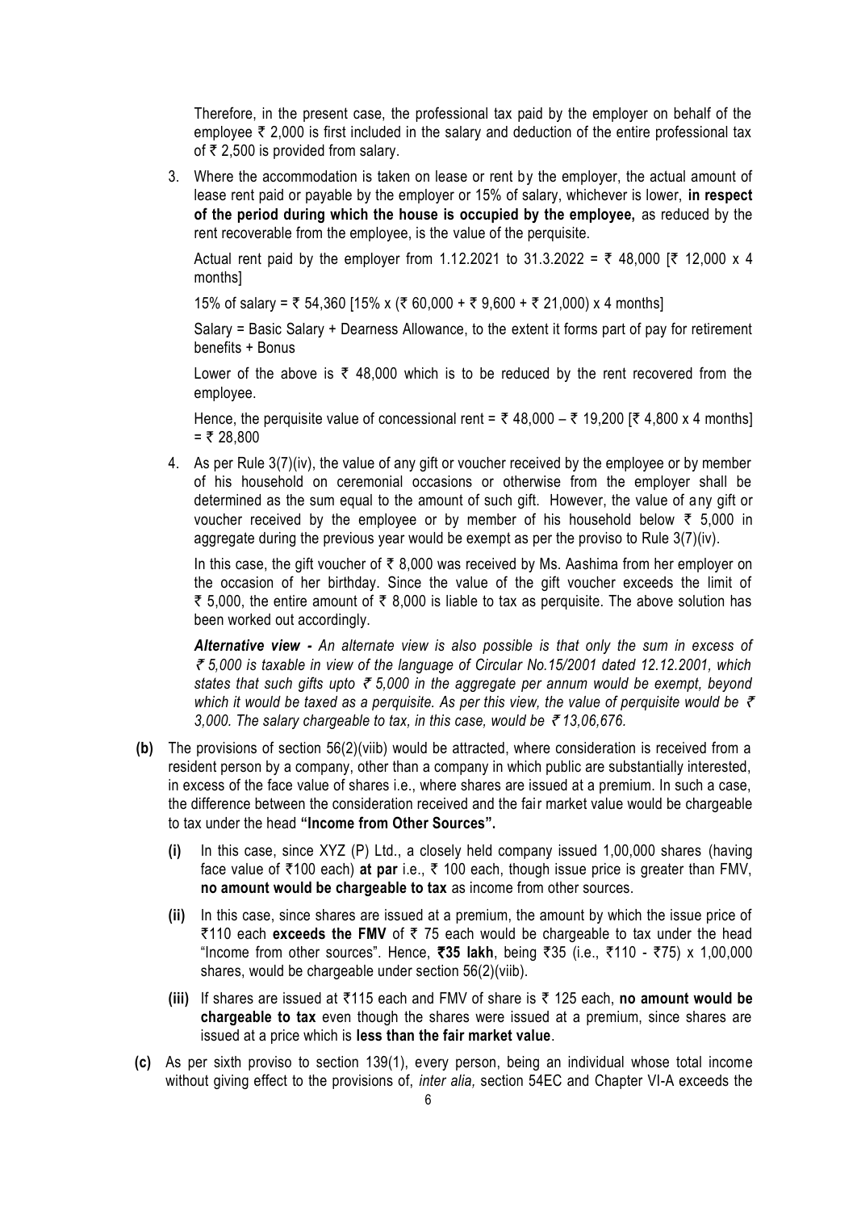Therefore, in the present case, the professional tax paid by the employer on behalf of the employee ₹ 2,000 is first included in the salary and deduction of the entire professional tax of ₹ 2,500 is provided from salary.

3. Where the accommodation is taken on lease or rent by the employer, the actual amount of lease rent paid or payable by the employer or 15% of salary, whichever is lower, **in respect of the period during which the house is occupied by the employee,** as reduced by the rent recoverable from the employee, is the value of the perquisite.

   Actual rent paid by the employer from 1.12.2021 to 31.3.2022 = ₹ 48,000 [₹ 12,000 x 4 months]

   15% of salary = ₹ 54,360 [15% x (₹ 60,000 + ₹ 9,600 + ₹ 21,000) x 4 months]

   Salary = Basic Salary + Dearness Allowance, to the extent it forms part of pay for retirement benefits + Bonus

   Lower of the above is ₹ 48,000 which is to be reduced by the rent recovered from the employee.

   Hence, the perquisite value of concessional rent = ₹ 48,000 – ₹ 19,200 [₹ 4,800 x 4 months] = ₹ 28,800

4. As per Rule 3(7)(iv), the value of any gift or voucher received by the employee or by member of his household on ceremonial occasions or otherwise from the employer shall be determined as the sum equal to the amount of such gift. However, the value of any gift or voucher received by the employee or by member of his household below ₹ 5,000 in aggregate during the previous year would be exempt as per the proviso to Rule 3(7)(iv).

   In this case, the gift voucher of ₹ 8,000 was received by Ms. Aashima from her employer on the occasion of her birthday. Since the value of the gift voucher exceeds the limit of ₹ 5,000, the entire amount of ₹ 8,000 is liable to tax as perquisite. The above solution has been worked out accordingly.

   ***Alternative view -*** *An alternate view is also possible is that only the sum in excess of ₹ 5,000 is taxable in view of the language of Circular No.15/2001 dated 12.12.2001, which states that such gifts upto ₹ 5,000 in the aggregate per annum would be exempt, beyond which it would be taxed as a perquisite. As per this view, the value of perquisite would be ₹ 3,000. The salary chargeable to tax, in this case, would be ₹ 13,06,676.*

**(b)** The provisions of section 56(2)(viib) would be attracted, where consideration is received from a resident person by a company, other than a company in which public are substantially interested, in excess of the face value of shares i.e., where shares are issued at a premium. In such a case, the difference between the consideration received and the fair market value would be chargeable to tax under the head **"Income from Other Sources".**

   **(i)** In this case, since XYZ (P) Ltd., a closely held company issued 1,00,000 shares (having face value of ₹100 each) **at par** i.e., ₹ 100 each, though issue price is greater than FMV, **no amount would be chargeable to tax** as income from other sources.

   **(ii)** In this case, since shares are issued at a premium, the amount by which the issue price of ₹110 each **exceeds the FMV** of ₹ 75 each would be chargeable to tax under the head "Income from other sources". Hence, **₹35 lakh**, being ₹35 (i.e., ₹110 - ₹75) x 1,00,000 shares, would be chargeable under section 56(2)(viib).

   **(iii)** If shares are issued at ₹115 each and FMV of share is ₹ 125 each, **no amount would be chargeable to tax** even though the shares were issued at a premium, since shares are issued at a price which is **less than the fair market value**.

**(c)** As per sixth proviso to section 139(1), every person, being an individual whose total income without giving effect to the provisions of, *inter alia,* section 54EC and Chapter VI-A exceeds the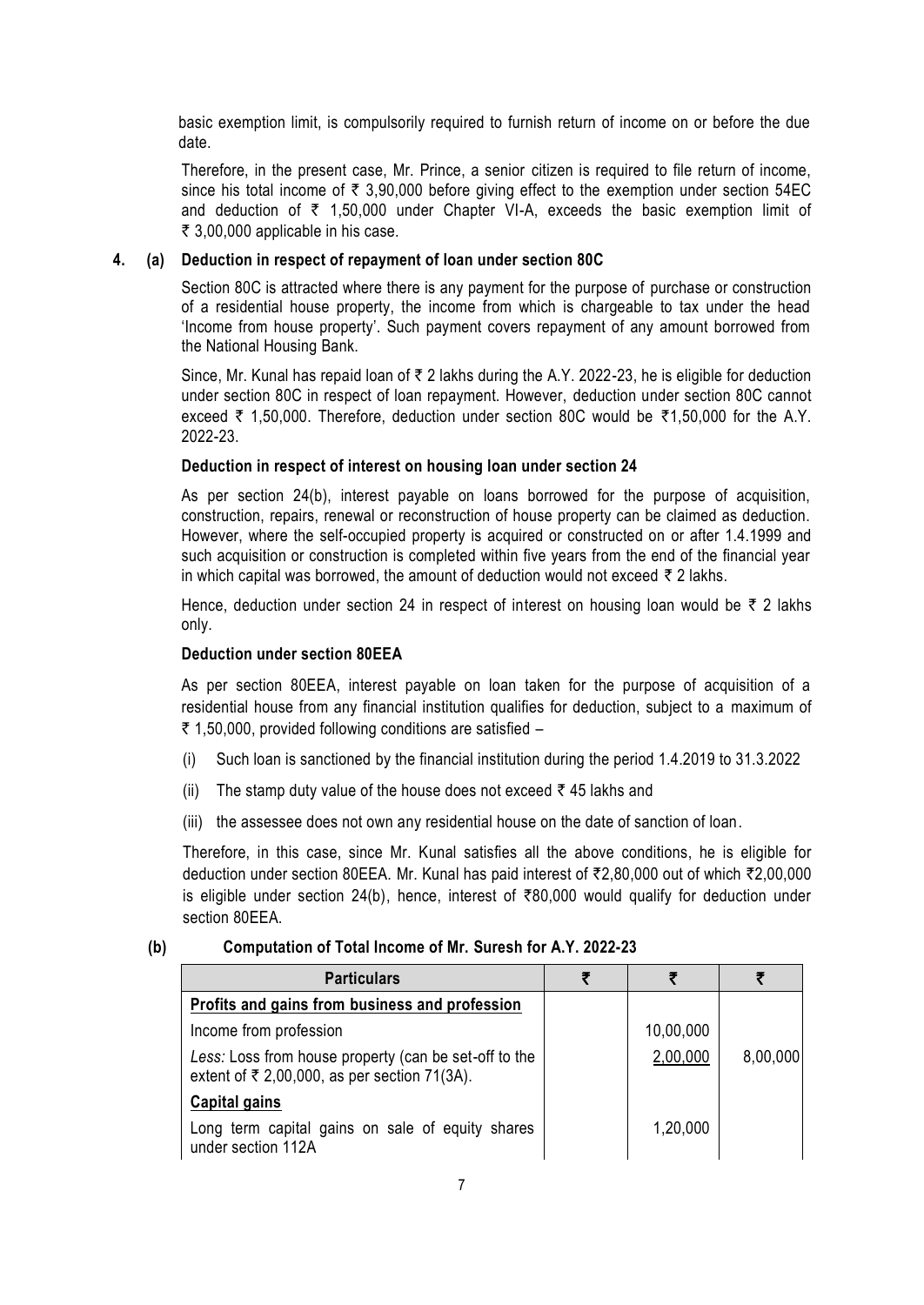basic exemption limit, is compulsorily required to furnish return of income on or before the due date.

Therefore, in the present case, Mr. Prince, a senior citizen is required to file return of income, since his total income of ₹ 3,90,000 before giving effect to the exemption under section 54EC and deduction of ₹ 1,50,000 under Chapter VI-A, exceeds the basic exemption limit of ₹ 3,00,000 applicable in his case.

**4. (a) Deduction in respect of repayment of loan under section 80C**

Section 80C is attracted where there is any payment for the purpose of purchase or construction of a residential house property, the income from which is chargeable to tax under the head 'Income from house property'. Such payment covers repayment of any amount borrowed from the National Housing Bank.

Since, Mr. Kunal has repaid loan of ₹ 2 lakhs during the A.Y. 2022-23, he is eligible for deduction under section 80C in respect of loan repayment. However, deduction under section 80C cannot exceed ₹ 1,50,000. Therefore, deduction under section 80C would be ₹1,50,000 for the A.Y. 2022-23.

**Deduction in respect of interest on housing loan under section 24**

As per section 24(b), interest payable on loans borrowed for the purpose of acquisition, construction, repairs, renewal or reconstruction of house property can be claimed as deduction. However, where the self-occupied property is acquired or constructed on or after 1.4.1999 and such acquisition or construction is completed within five years from the end of the financial year in which capital was borrowed, the amount of deduction would not exceed ₹ 2 lakhs.

Hence, deduction under section 24 in respect of interest on housing loan would be ₹ 2 lakhs only.

**Deduction under section 80EEA**

As per section 80EEA, interest payable on loan taken for the purpose of acquisition of a residential house from any financial institution qualifies for deduction, subject to a maximum of ₹ 1,50,000, provided following conditions are satisfied –

(i) Such loan is sanctioned by the financial institution during the period 1.4.2019 to 31.3.2022

(ii) The stamp duty value of the house does not exceed ₹ 45 lakhs and

(iii) the assessee does not own any residential house on the date of sanction of loan.

Therefore, in this case, since Mr. Kunal satisfies all the above conditions, he is eligible for deduction under section 80EEA. Mr. Kunal has paid interest of ₹2,80,000 out of which ₹2,00,000 is eligible under section 24(b), hence, interest of ₹80,000 would qualify for deduction under section 80EEA.

**(b) Computation of Total Income of Mr. Suresh for A.Y. 2022-23**

| Particulars | ₹ | ₹ | ₹ |
|---|---|---|---|
| <u>**Profits and gains from business and profession**</u> | | | |
| Income from profession | | 10,00,000 | |
| *Less:* Loss from house property (can be set-off to the extent of ₹ 2,00,000, as per section 71(3A). | | 2,00,000 | 8,00,000 |
| <u>**Capital gains**</u> | | | |
| Long term capital gains on sale of equity shares under section 112A | | 1,20,000 | |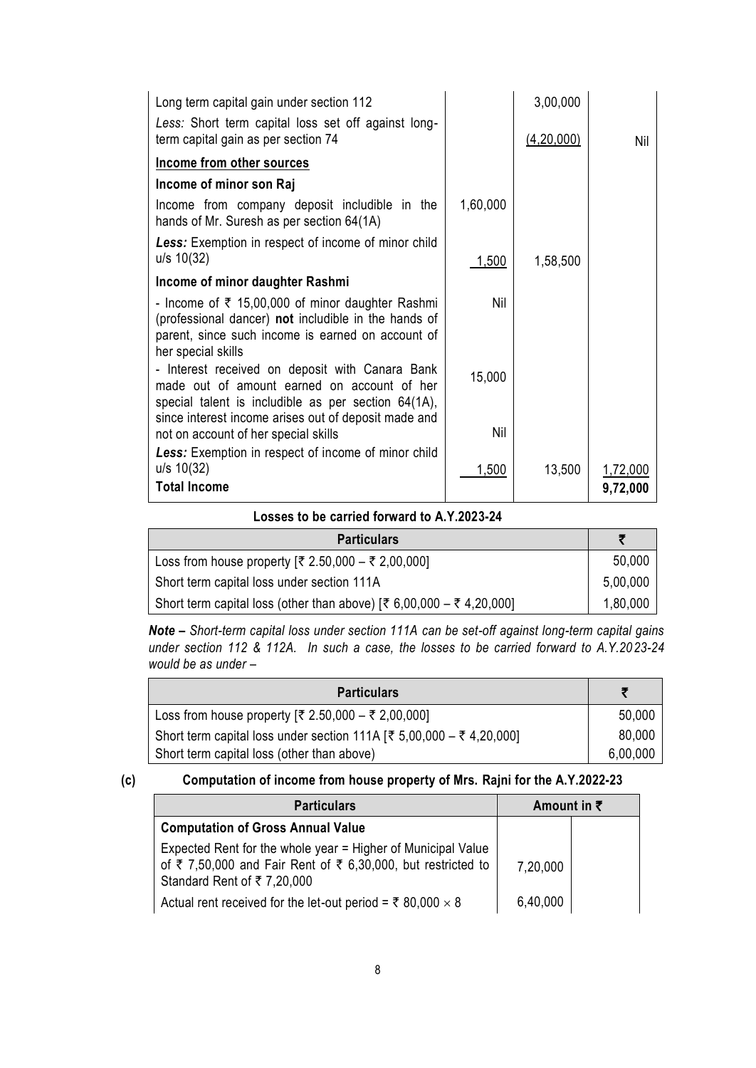| | | | |
|---|---|---|---|
| Long term capital gain under section 112 | | 3,00,000 | |
| *Less:* Short term capital loss set off against long-term capital gain as per section 74 | | (4,20,000) | Nil |
| **Income from other sources** | | | |
| **Income of minor son Raj** | | | |
| Income from company deposit includible in the hands of Mr. Suresh as per section 64(1A) | 1,60,000 | | |
| ***Less:*** Exemption in respect of income of minor child u/s 10(32) | 1,500 | 1,58,500 | |
| **Income of minor daughter Rashmi** | | | |
| - Income of ₹ 15,00,000 of minor daughter Rashmi (professional dancer) **not** includible in the hands of parent, since such income is earned on account of her special skills | Nil | | |
| - Interest received on deposit with Canara Bank made out of amount earned on account of her special talent is includible as per section 64(1A), since interest income arises out of deposit made and not on account of her special skills | 15,000 | | |
| | Nil | | |
| ***Less:*** Exemption in respect of income of minor child u/s 10(32) | 1,500 | 13,500 | 1,72,000 |
| **Total Income** | | | **9,72,000** |

**Losses to be carried forward to A.Y.2023-24**

| Particulars | ₹ |
|---|---|
| Loss from house property [₹ 2.50,000 – ₹ 2,00,000] | 50,000 |
| Short term capital loss under section 111A | 5,00,000 |
| Short term capital loss (other than above) [₹ 6,00,000 – ₹ 4,20,000] | 1,80,000 |

***Note –*** *Short-term capital loss under section 111A can be set-off against long-term capital gains under section 112 & 112A. In such a case, the losses to be carried forward to A.Y.2023-24 would be as under –*

| Particulars | ₹ |
|---|---|
| Loss from house property [₹ 2.50,000 – ₹ 2,00,000] | 50,000 |
| Short term capital loss under section 111A [₹ 5,00,000 – ₹ 4,20,000] | 80,000 |
| Short term capital loss (other than above) | 6,00,000 |

**(c) Computation of income from house property of Mrs. Rajni for the A.Y.2022-23**

| Particulars | Amount in ₹ | |
|---|---|---|
| **Computation of Gross Annual Value** | | |
| Expected Rent for the whole year = Higher of Municipal Value of ₹ 7,50,000 and Fair Rent of ₹ 6,30,000, but restricted to Standard Rent of ₹ 7,20,000 | 7,20,000 | |
| Actual rent received for the let-out period = ₹ 80,000 × 8 | 6,40,000 | |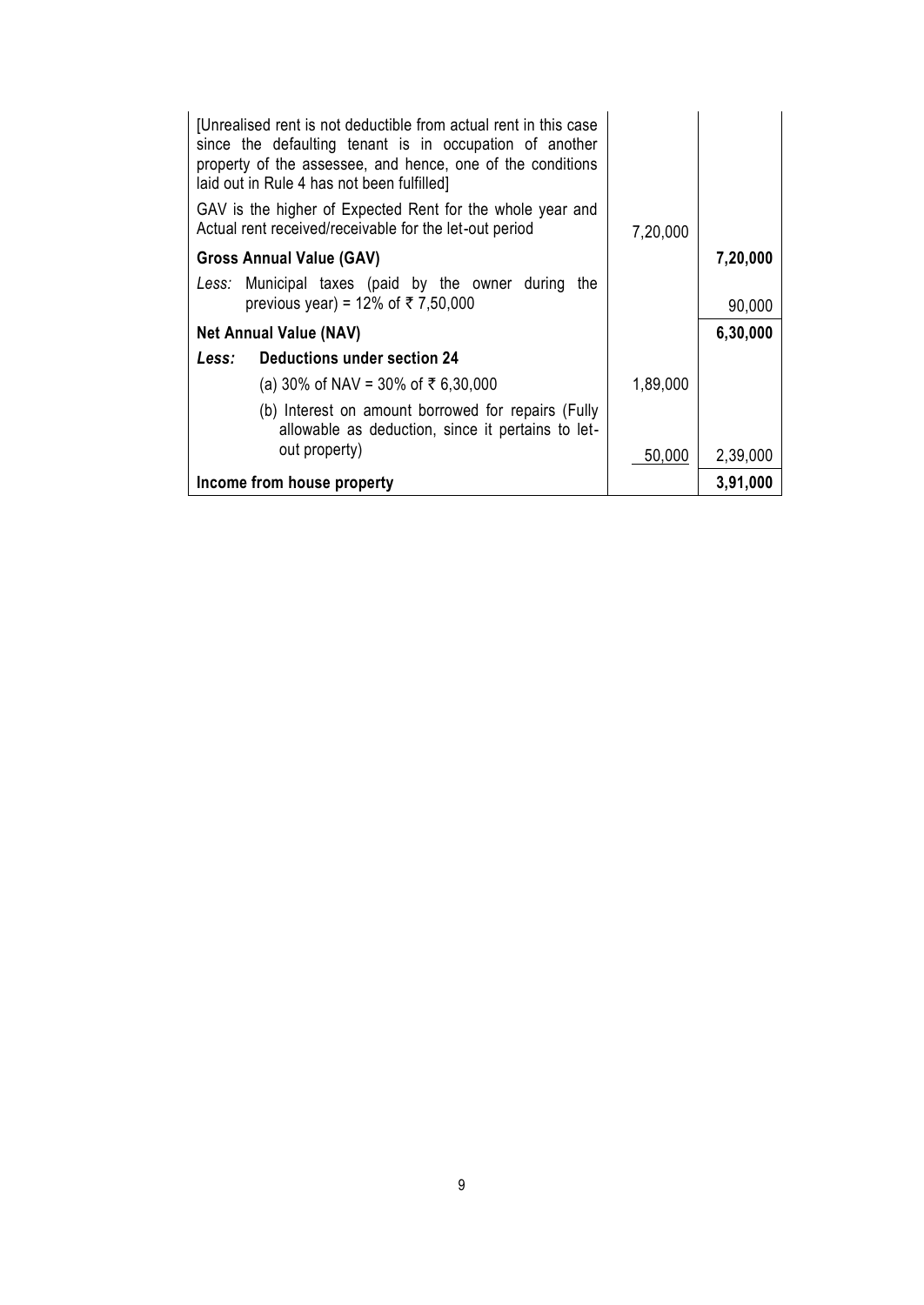| | | |
|---|---|---|
| [Unrealised rent is not deductible from actual rent in this case since the defaulting tenant is in occupation of another property of the assessee, and hence, one of the conditions laid out in Rule 4 has not been fulfilled] | | |
| GAV is the higher of Expected Rent for the whole year and Actual rent received/receivable for the let-out period | 7,20,000 | |
| **Gross Annual Value (GAV)** | | **7,20,000** |
| *Less:* Municipal taxes (paid by the owner during the previous year) = 12% of ₹ 7,50,000 | | 90,000 |
| **Net Annual Value (NAV)** | | **6,30,000** |
| ***Less:*** **Deductions under section 24** | | |
| (a) 30% of NAV = 30% of ₹ 6,30,000 | 1,89,000 | |
| (b) Interest on amount borrowed for repairs (Fully allowable as deduction, since it pertains to let-out property) | 50,000 | 2,39,000 |
| **Income from house property** | | **3,91,000** |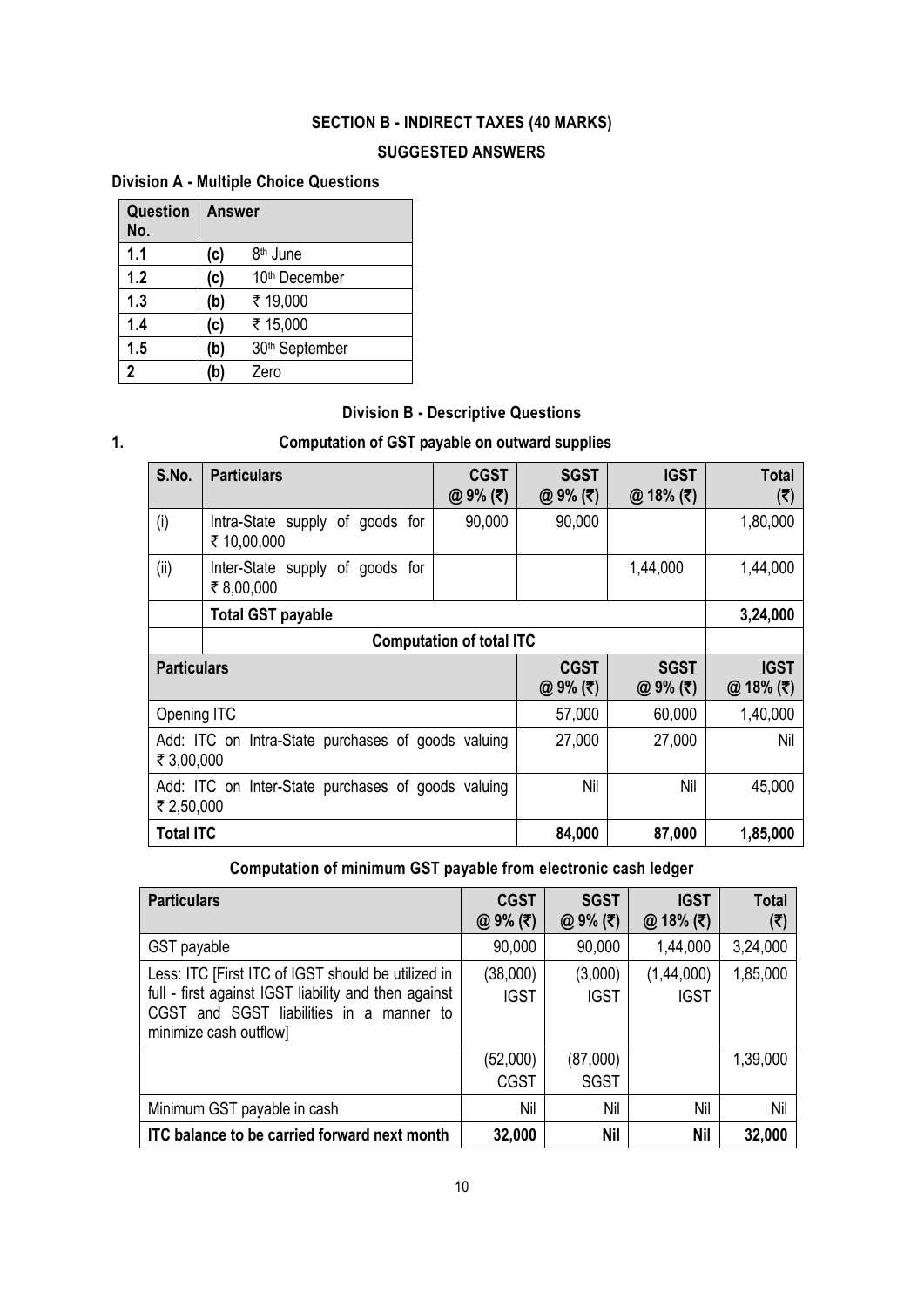## SECTION B - INDIRECT TAXES (40 MARKS)

## SUGGESTED ANSWERS

### Division A - Multiple Choice Questions

| Question No. | Answer |
|---|---|
| 1.1 | (c) 8th June |
| 1.2 | (c) 10th December |
| 1.3 | (b) ₹ 19,000 |
| 1.4 | (c) ₹ 15,000 |
| 1.5 | (b) 30th September |
| 2 | (b) Zero |

### Division B - Descriptive Questions

**1. Computation of GST payable on outward supplies**

| S.No. | Particulars | CGST @ 9% (₹) | SGST @ 9% (₹) | IGST @ 18% (₹) | Total (₹) |
|---|---|---|---|---|---|
| (i) | Intra-State supply of goods for ₹ 10,00,000 | 90,000 | 90,000 | | 1,80,000 |
| (ii) | Inter-State supply of goods for ₹ 8,00,000 | | | 1,44,000 | 1,44,000 |
| | **Total GST payable** | | | | **3,24,000** |

**Computation of total ITC**

| Particulars | CGST @ 9% (₹) | SGST @ 9% (₹) | IGST @ 18% (₹) |
|---|---|---|---|
| Opening ITC | 57,000 | 60,000 | 1,40,000 |
| Add: ITC on Intra-State purchases of goods valuing ₹ 3,00,000 | 27,000 | 27,000 | Nil |
| Add: ITC on Inter-State purchases of goods valuing ₹ 2,50,000 | Nil | Nil | 45,000 |
| **Total ITC** | **84,000** | **87,000** | **1,85,000** |

**Computation of minimum GST payable from electronic cash ledger**

| Particulars | CGST @ 9% (₹) | SGST @ 9% (₹) | IGST @ 18% (₹) | Total (₹) |
|---|---|---|---|---|
| GST payable | 90,000 | 90,000 | 1,44,000 | 3,24,000 |
| Less: ITC [First ITC of IGST should be utilized in full - first against IGST liability and then against CGST and SGST liabilities in a manner to minimize cash outflow] | (38,000) IGST | (3,000) IGST | (1,44,000) IGST | 1,85,000 |
| | (52,000) CGST | (87,000) SGST | | 1,39,000 |
| Minimum GST payable in cash | Nil | Nil | Nil | Nil |
| **ITC balance to be carried forward next month** | **32,000** | **Nil** | **Nil** | **32,000** |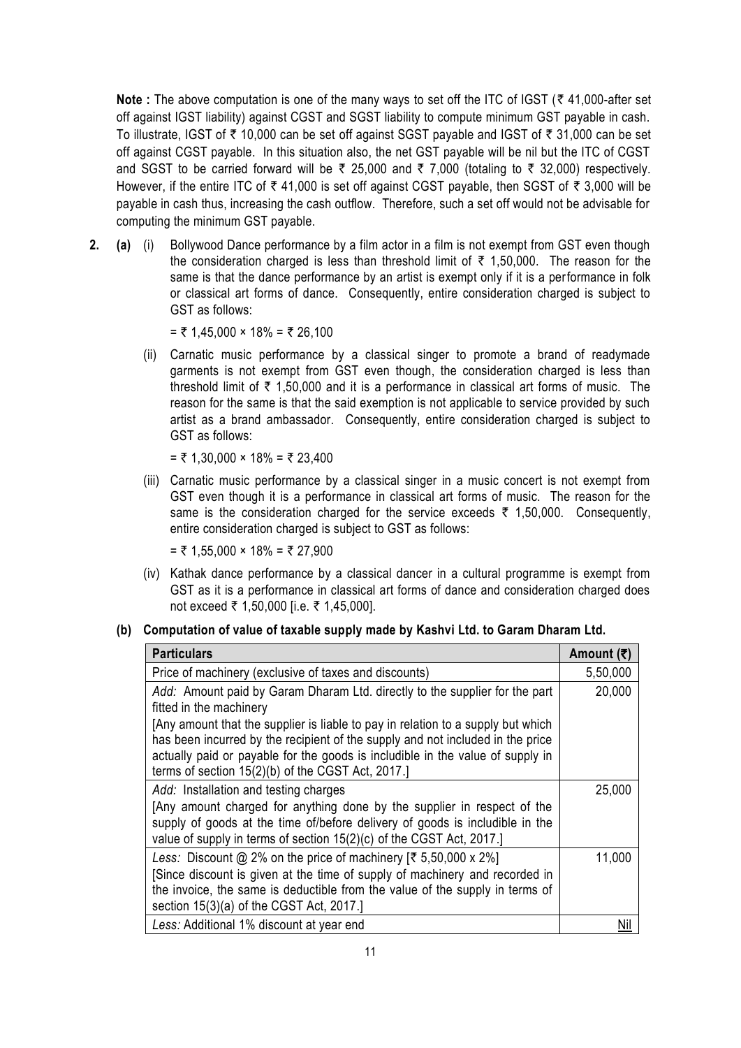**Note :** The above computation is one of the many ways to set off the ITC of IGST (₹ 41,000-after set off against IGST liability) against CGST and SGST liability to compute minimum GST payable in cash. To illustrate, IGST of ₹ 10,000 can be set off against SGST payable and IGST of ₹ 31,000 can be set off against CGST payable. In this situation also, the net GST payable will be nil but the ITC of CGST and SGST to be carried forward will be ₹ 25,000 and ₹ 7,000 (totaling to ₹ 32,000) respectively. However, if the entire ITC of ₹ 41,000 is set off against CGST payable, then SGST of ₹ 3,000 will be payable in cash thus, increasing the cash outflow. Therefore, such a set off would not be advisable for computing the minimum GST payable.

**2. (a)** (i) Bollywood Dance performance by a film actor in a film is not exempt from GST even though the consideration charged is less than threshold limit of ₹ 1,50,000. The reason for the same is that the dance performance by an artist is exempt only if it is a performance in folk or classical art forms of dance. Consequently, entire consideration charged is subject to GST as follows:

= ₹ 1,45,000 × 18% = ₹ 26,100

(ii) Carnatic music performance by a classical singer to promote a brand of readymade garments is not exempt from GST even though, the consideration charged is less than threshold limit of ₹ 1,50,000 and it is a performance in classical art forms of music. The reason for the same is that the said exemption is not applicable to service provided by such artist as a brand ambassador. Consequently, entire consideration charged is subject to GST as follows:

= ₹ 1,30,000 × 18% = ₹ 23,400

(iii) Carnatic music performance by a classical singer in a music concert is not exempt from GST even though it is a performance in classical art forms of music. The reason for the same is the consideration charged for the service exceeds ₹ 1,50,000. Consequently, entire consideration charged is subject to GST as follows:

= ₹ 1,55,000 × 18% = ₹ 27,900

(iv) Kathak dance performance by a classical dancer in a cultural programme is exempt from GST as it is a performance in classical art forms of dance and consideration charged does not exceed ₹ 1,50,000 [i.e. ₹ 1,45,000].

**(b) Computation of value of taxable supply made by Kashvi Ltd. to Garam Dharam Ltd.**

| **Particulars** | **Amount (₹)** |
|---|---|
| Price of machinery (exclusive of taxes and discounts) | 5,50,000 |
| *Add:* Amount paid by Garam Dharam Ltd. directly to the supplier for the part fitted in the machinery<br>[Any amount that the supplier is liable to pay in relation to a supply but which has been incurred by the recipient of the supply and not included in the price actually paid or payable for the goods is includible in the value of supply in terms of section 15(2)(b) of the CGST Act, 2017.] | 20,000 |
| *Add:* Installation and testing charges<br>[Any amount charged for anything done by the supplier in respect of the supply of goods at the time of/before delivery of goods is includible in the value of supply in terms of section 15(2)(c) of the CGST Act, 2017.] | 25,000 |
| *Less:* Discount @ 2% on the price of machinery [₹ 5,50,000 x 2%]<br>[Since discount is given at the time of supply of machinery and recorded in the invoice, the same is deductible from the value of the supply in terms of section 15(3)(a) of the CGST Act, 2017.] | 11,000 |
| *Less:* Additional 1% discount at year end | Nil |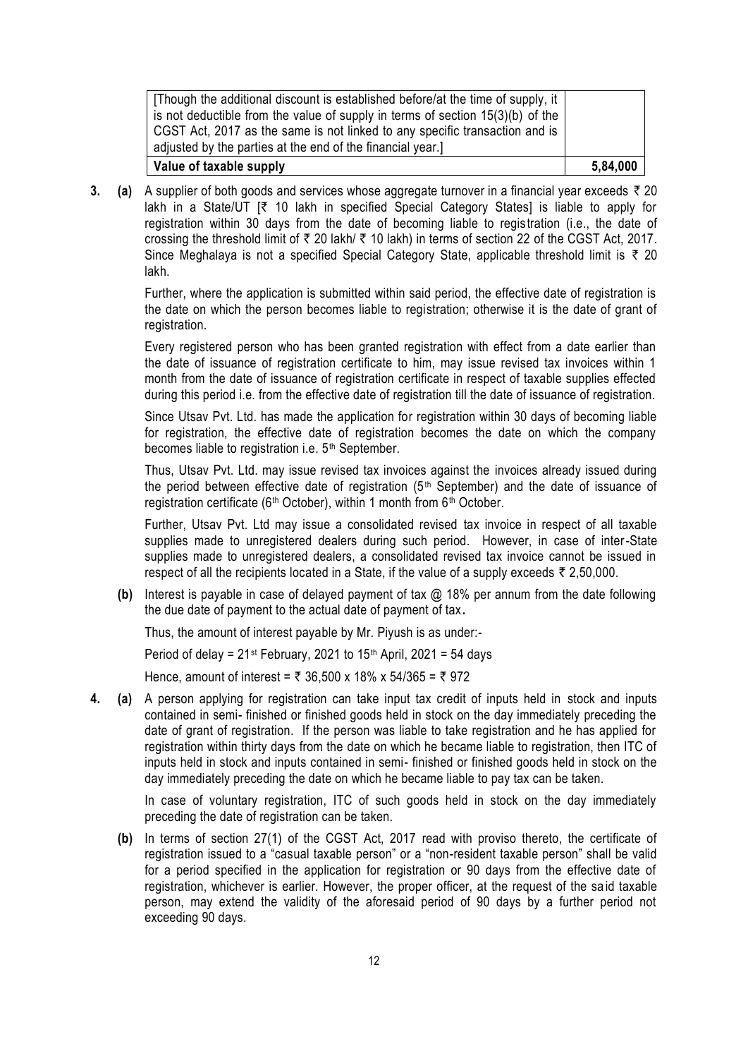| | |
|---|---|
| [Though the additional discount is established before/at the time of supply, it is not deductible from the value of supply in terms of section 15(3)(b) of the CGST Act, 2017 as the same is not linked to any specific transaction and is adjusted by the parties at the end of the financial year.] | |
| **Value of taxable supply** | **5,84,000** |

**3.** **(a)** A supplier of both goods and services whose aggregate turnover in a financial year exceeds ₹ 20 lakh in a State/UT [₹ 10 lakh in specified Special Category States] is liable to apply for registration within 30 days from the date of becoming liable to registration (i.e., the date of crossing the threshold limit of ₹ 20 lakh/ ₹ 10 lakh) in terms of section 22 of the CGST Act, 2017. Since Meghalaya is not a specified Special Category State, applicable threshold limit is ₹ 20 lakh.

Further, where the application is submitted within said period, the effective date of registration is the date on which the person becomes liable to registration; otherwise it is the date of grant of registration.

Every registered person who has been granted registration with effect from a date earlier than the date of issuance of registration certificate to him, may issue revised tax invoices within 1 month from the date of issuance of registration certificate in respect of taxable supplies effected during this period i.e. from the effective date of registration till the date of issuance of registration.

Since Utsav Pvt. Ltd. has made the application for registration within 30 days of becoming liable for registration, the effective date of registration becomes the date on which the company becomes liable to registration i.e. 5th September.

Thus, Utsav Pvt. Ltd. may issue revised tax invoices against the invoices already issued during the period between effective date of registration (5th September) and the date of issuance of registration certificate (6th October), within 1 month from 6th October.

Further, Utsav Pvt. Ltd may issue a consolidated revised tax invoice in respect of all taxable supplies made to unregistered dealers during such period. However, in case of inter-State supplies made to unregistered dealers, a consolidated revised tax invoice cannot be issued in respect of all the recipients located in a State, if the value of a supply exceeds ₹ 2,50,000.

**(b)** Interest is payable in case of delayed payment of tax @ 18% per annum from the date following the due date of payment to the actual date of payment of tax.

Thus, the amount of interest payable by Mr. Piyush is as under:-

Period of delay = 21st February, 2021 to 15th April, 2021 = 54 days

Hence, amount of interest = ₹ 36,500 x 18% x 54/365 = ₹ 972

**4.** **(a)** A person applying for registration can take input tax credit of inputs held in stock and inputs contained in semi- finished or finished goods held in stock on the day immediately preceding the date of grant of registration. If the person was liable to take registration and he has applied for registration within thirty days from the date on which he became liable to registration, then ITC of inputs held in stock and inputs contained in semi- finished or finished goods held in stock on the day immediately preceding the date on which he became liable to pay tax can be taken.

In case of voluntary registration, ITC of such goods held in stock on the day immediately preceding the date of registration can be taken.

**(b)** In terms of section 27(1) of the CGST Act, 2017 read with proviso thereto, the certificate of registration issued to a "casual taxable person" or a "non-resident taxable person" shall be valid for a period specified in the application for registration or 90 days from the effective date of registration, whichever is earlier. However, the proper officer, at the request of the said taxable person, may extend the validity of the aforesaid period of 90 days by a further period not exceeding 90 days.